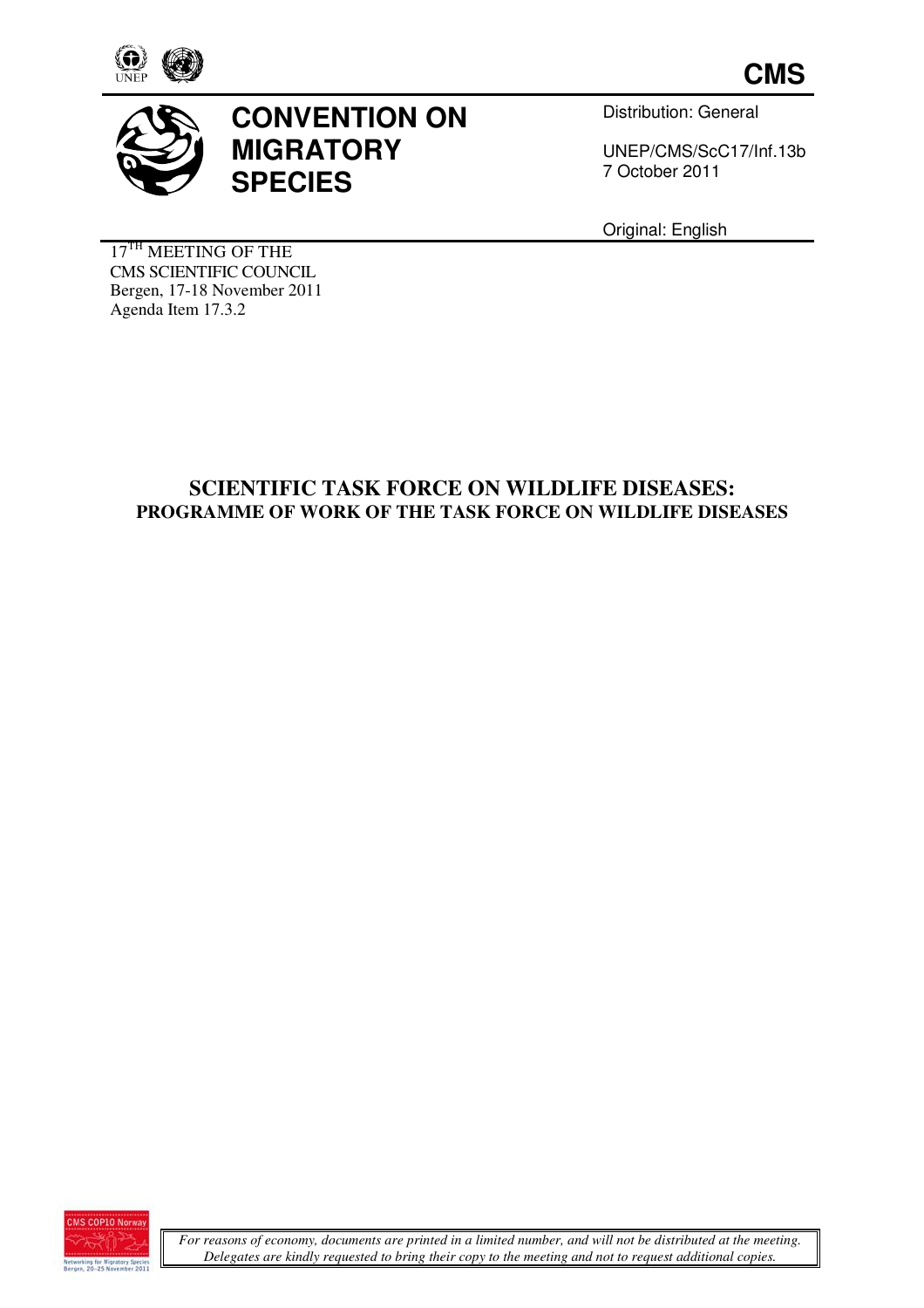**CMS**

# CONVENTION ON MIGRATORY SPECIES

Distribution: General

UNEP/CMS/ScC17/Inf.13b
7 October 2011

Original: English

17[TH] MEETING OF THE
CMS SCIENTIFIC COUNCIL
Bergen, 17-18 November 2011
Agenda Item 17.3.2

## SCIENTIFIC TASK FORCE ON WILDLIFE DISEASES:
## PROGRAMME OF WORK OF THE TASK FORCE ON WILDLIFE DISEASES

*For reasons of economy, documents are printed in a limited number, and will not be distributed at the meeting. Delegates are kindly requested to bring their copy to the meeting and not to request additional copies.*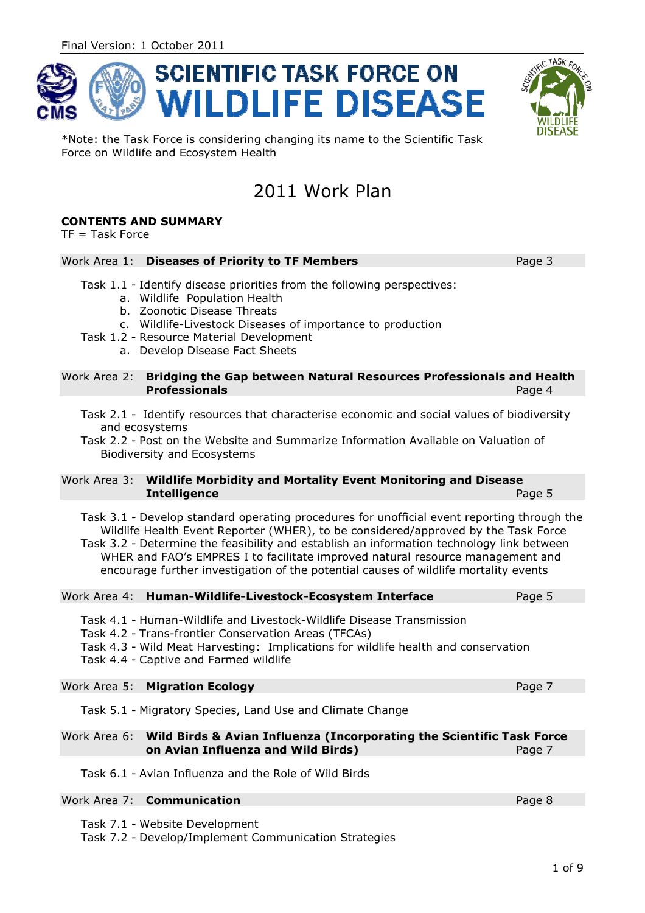Final Version: 1 October 2011

# SCIENTIFIC TASK FORCE ON WILDLIFE DISEASE

*Note: the Task Force is considering changing its name to the Scientific Task Force on Wildlife and Ecosystem Health

## 2011 Work Plan

**CONTENTS AND SUMMARY**

TF = Task Force

Work Area 1: **Diseases of Priority to TF Members** Page 3

- Task 1.1 - Identify disease priorities from the following perspectives:
  - a. Wildlife Population Health
  - b. Zoonotic Disease Threats
  - c. Wildlife-Livestock Diseases of importance to production
- Task 1.2 - Resource Material Development
  - a. Develop Disease Fact Sheets

Work Area 2: **Bridging the Gap between Natural Resources Professionals and Health Professionals** Page 4

- Task 2.1 - Identify resources that characterise economic and social values of biodiversity and ecosystems
- Task 2.2 - Post on the Website and Summarize Information Available on Valuation of Biodiversity and Ecosystems

Work Area 3: **Wildlife Morbidity and Mortality Event Monitoring and Disease Intelligence** Page 5

- Task 3.1 - Develop standard operating procedures for unofficial event reporting through the Wildlife Health Event Reporter (WHER), to be considered/approved by the Task Force
- Task 3.2 - Determine the feasibility and establish an information technology link between WHER and FAO's EMPRES I to facilitate improved natural resource management and encourage further investigation of the potential causes of wildlife mortality events

Work Area 4: **Human-Wildlife-Livestock-Ecosystem Interface** Page 5

- Task 4.1 - Human-Wildlife and Livestock-Wildlife Disease Transmission
- Task 4.2 - Trans-frontier Conservation Areas (TFCAs)
- Task 4.3 - Wild Meat Harvesting: Implications for wildlife health and conservation
- Task 4.4 - Captive and Farmed wildlife

Work Area 5: **Migration Ecology** Page 7

- Task 5.1 - Migratory Species, Land Use and Climate Change

Work Area 6: **Wild Birds & Avian Influenza (Incorporating the Scientific Task Force on Avian Influenza and Wild Birds)** Page 7

- Task 6.1 - Avian Influenza and the Role of Wild Birds

Work Area 7: **Communication** Page 8

- Task 7.1 - Website Development
- Task 7.2 - Develop/Implement Communication Strategies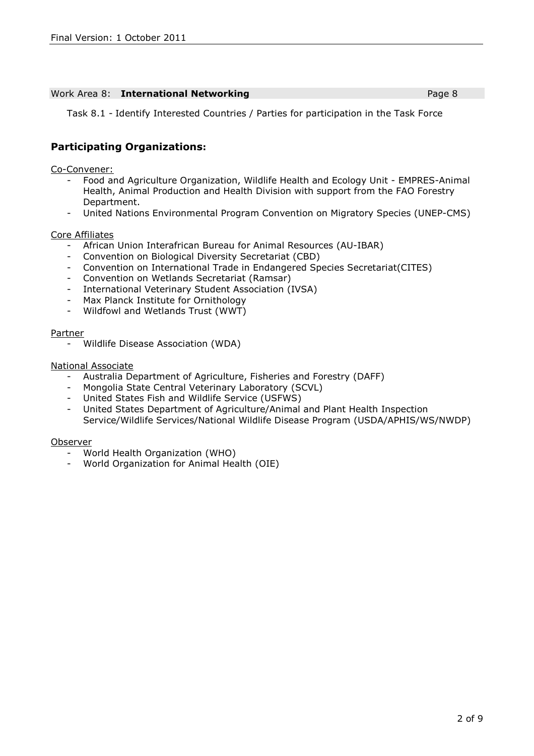Work Area 8: **International Networking** Page 8

Task 8.1 - Identify Interested Countries / Parties for participation in the Task Force

## Participating Organizations:

Co-Convener:

- Food and Agriculture Organization, Wildlife Health and Ecology Unit - EMPRES-Animal Health, Animal Production and Health Division with support from the FAO Forestry Department.
- United Nations Environmental Program Convention on Migratory Species (UNEP-CMS)

Core Affiliates

- African Union Interafrican Bureau for Animal Resources (AU-IBAR)
- Convention on Biological Diversity Secretariat (CBD)
- Convention on International Trade in Endangered Species Secretariat(CITES)
- Convention on Wetlands Secretariat (Ramsar)
- International Veterinary Student Association (IVSA)
- Max Planck Institute for Ornithology
- Wildfowl and Wetlands Trust (WWT)

Partner

- Wildlife Disease Association (WDA)

National Associate

- Australia Department of Agriculture, Fisheries and Forestry (DAFF)
- Mongolia State Central Veterinary Laboratory (SCVL)
- United States Fish and Wildlife Service (USFWS)
- United States Department of Agriculture/Animal and Plant Health Inspection Service/Wildlife Services/National Wildlife Disease Program (USDA/APHIS/WS/NWDP)

Observer

- World Health Organization (WHO)
- World Organization for Animal Health (OIE)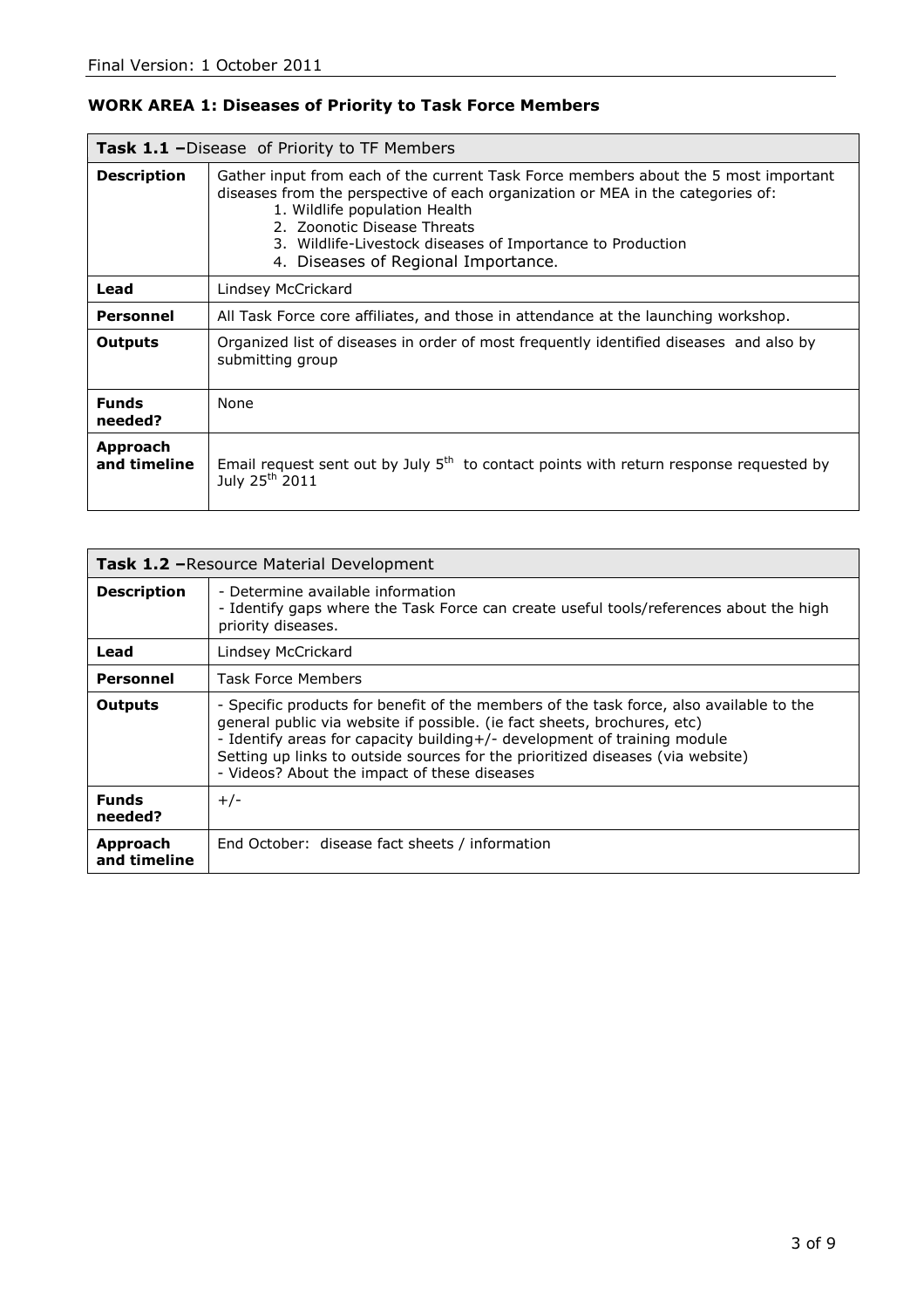Final Version: 1 October 2011

## WORK AREA 1: Diseases of Priority to Task Force Members

| **Task 1.1 –** Disease of Priority to TF Members | |
|---|---|
| **Description** | Gather input from each of the current Task Force members about the 5 most important diseases from the perspective of each organization or MEA in the categories of:<br>1. Wildlife population Health<br>2. Zoonotic Disease Threats<br>3. Wildlife-Livestock diseases of Importance to Production<br>4. Diseases of Regional Importance. |
| **Lead** | Lindsey McCrickard |
| **Personnel** | All Task Force core affiliates, and those in attendance at the launching workshop. |
| **Outputs** | Organized list of diseases in order of most frequently identified diseases and also by submitting group |
| **Funds needed?** | None |
| **Approach and timeline** | Email request sent out by July 5th to contact points with return response requested by July 25th 2011 |

| **Task 1.2 –** Resource Material Development | |
|---|---|
| **Description** | - Determine available information<br>- Identify gaps where the Task Force can create useful tools/references about the high priority diseases. |
| **Lead** | Lindsey McCrickard |
| **Personnel** | Task Force Members |
| **Outputs** | - Specific products for benefit of the members of the task force, also available to the general public via website if possible. (ie fact sheets, brochures, etc)<br>- Identify areas for capacity building+/- development of training module<br>Setting up links to outside sources for the prioritized diseases (via website)<br>- Videos? About the impact of these diseases |
| **Funds needed?** | +/- |
| **Approach and timeline** | End October: disease fact sheets / information |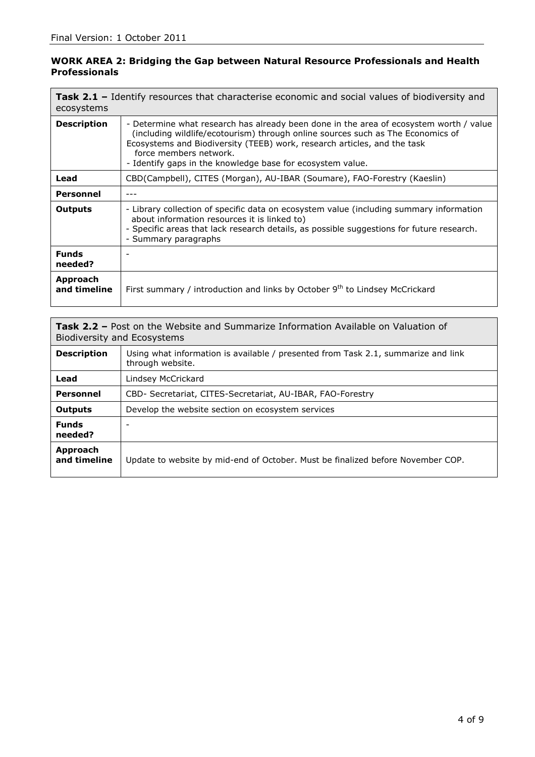**WORK AREA 2: Bridging the Gap between Natural Resource Professionals and Health Professionals**

| **Task 2.1 –** Identify resources that characterise economic and social values of biodiversity and ecosystems | |
|---|---|
| **Description** | - Determine what research has already been done in the area of ecosystem worth / value (including wildlife/ecotourism) through online sources such as The Economics of Ecosystems and Biodiversity (TEEB) work, research articles, and the task force members network.<br>- Identify gaps in the knowledge base for ecosystem value. |
| **Lead** | CBD(Campbell), CITES (Morgan), AU-IBAR (Soumare), FAO-Forestry (Kaeslin) |
| **Personnel** | --- |
| **Outputs** | - Library collection of specific data on ecosystem value (including summary information about information resources it is linked to)<br>- Specific areas that lack research details, as possible suggestions for future research.<br>- Summary paragraphs |
| **Funds needed?** | - |
| **Approach and timeline** | First summary / introduction and links by October 9th to Lindsey McCrickard |

| **Task 2.2 –** Post on the Website and Summarize Information Available on Valuation of Biodiversity and Ecosystems | |
|---|---|
| **Description** | Using what information is available / presented from Task 2.1, summarize and link through website. |
| **Lead** | Lindsey McCrickard |
| **Personnel** | CBD- Secretariat, CITES-Secretariat, AU-IBAR, FAO-Forestry |
| **Outputs** | Develop the website section on ecosystem services |
| **Funds needed?** | - |
| **Approach and timeline** | Update to website by mid-end of October. Must be finalized before November COP. |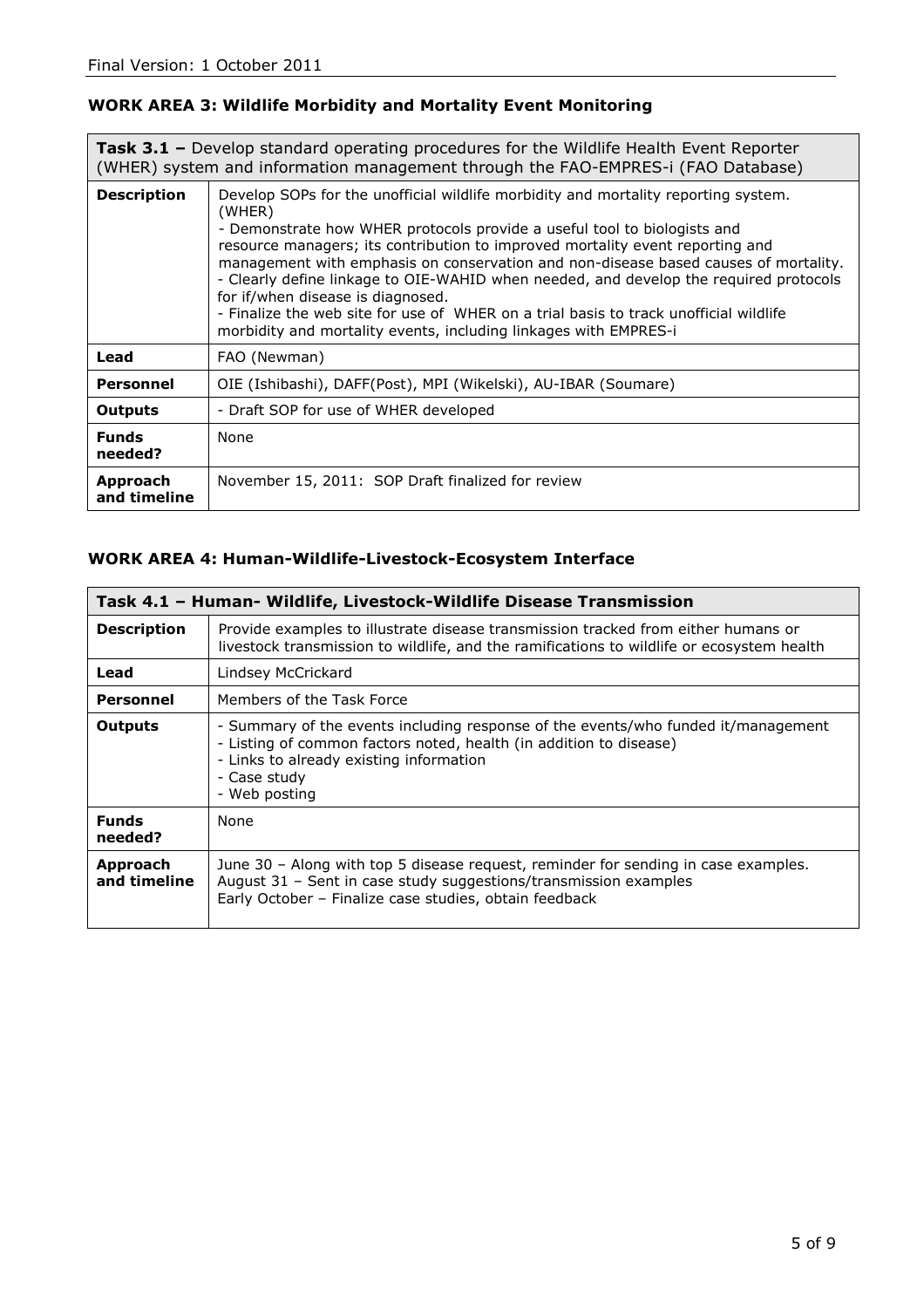### WORK AREA 3: Wildlife Morbidity and Mortality Event Monitoring

| **Task 3.1 –** Develop standard operating procedures for the Wildlife Health Event Reporter (WHER) system and information management through the FAO-EMPRES-i (FAO Database) | |
|---|---|
| **Description** | Develop SOPs for the unofficial wildlife morbidity and mortality reporting system. (WHER)<br>- Demonstrate how WHER protocols provide a useful tool to biologists and resource managers; its contribution to improved mortality event reporting and management with emphasis on conservation and non-disease based causes of mortality.<br>- Clearly define linkage to OIE-WAHID when needed, and develop the required protocols for if/when disease is diagnosed.<br>- Finalize the web site for use of WHER on a trial basis to track unofficial wildlife morbidity and mortality events, including linkages with EMPRES-i |
| **Lead** | FAO (Newman) |
| **Personnel** | OIE (Ishibashi), DAFF(Post), MPI (Wikelski), AU-IBAR (Soumare) |
| **Outputs** | - Draft SOP for use of WHER developed |
| **Funds needed?** | None |
| **Approach and timeline** | November 15, 2011: SOP Draft finalized for review |

### WORK AREA 4: Human-Wildlife-Livestock-Ecosystem Interface

| **Task 4.1 – Human- Wildlife, Livestock-Wildlife Disease Transmission** | |
|---|---|
| **Description** | Provide examples to illustrate disease transmission tracked from either humans or livestock transmission to wildlife, and the ramifications to wildlife or ecosystem health |
| **Lead** | Lindsey McCrickard |
| **Personnel** | Members of the Task Force |
| **Outputs** | - Summary of the events including response of the events/who funded it/management<br>- Listing of common factors noted, health (in addition to disease)<br>- Links to already existing information<br>- Case study<br>- Web posting |
| **Funds needed?** | None |
| **Approach and timeline** | June 30 – Along with top 5 disease request, reminder for sending in case examples.<br>August 31 – Sent in case study suggestions/transmission examples<br>Early October – Finalize case studies, obtain feedback |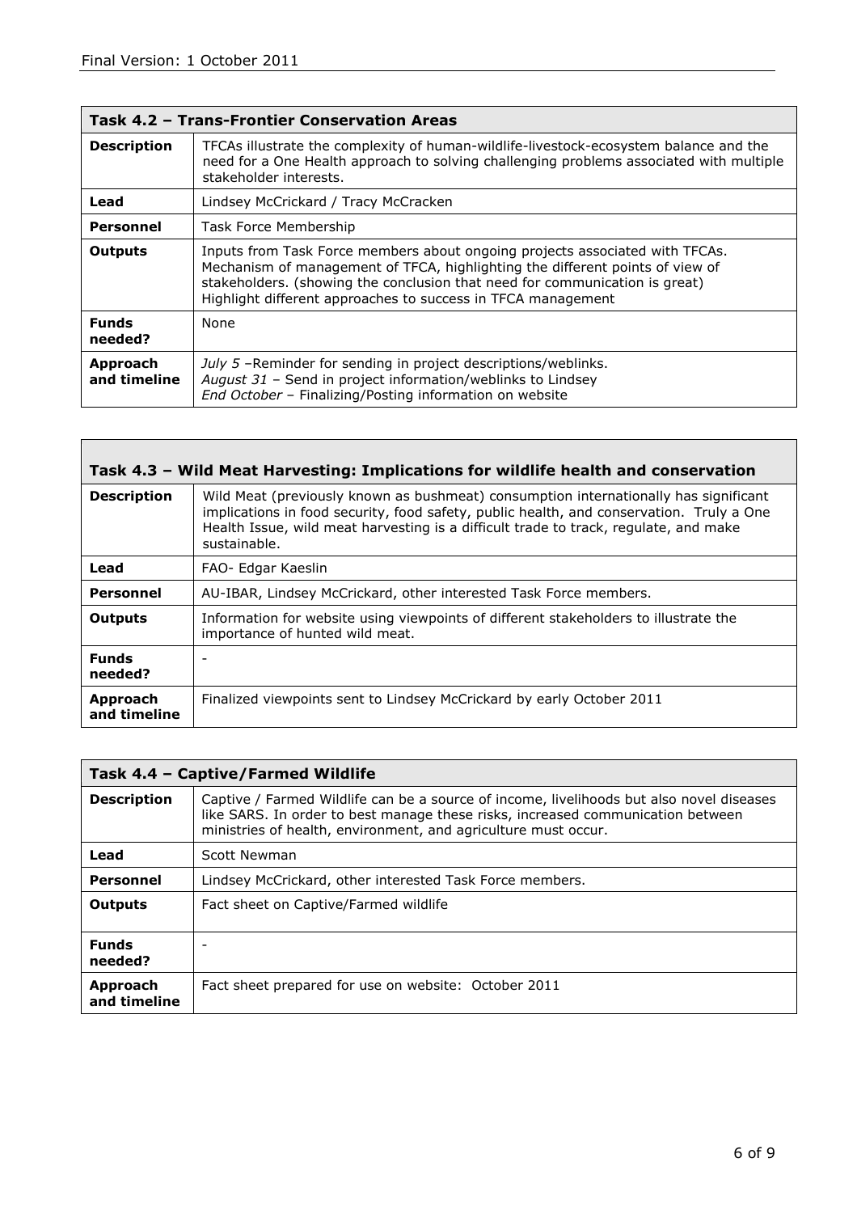| Task 4.2 – Trans-Frontier Conservation Areas | |
|---|---|
| **Description** | TFCAs illustrate the complexity of human-wildlife-livestock-ecosystem balance and the need for a One Health approach to solving challenging problems associated with multiple stakeholder interests. |
| **Lead** | Lindsey McCrickard / Tracy McCracken |
| **Personnel** | Task Force Membership |
| **Outputs** | Inputs from Task Force members about ongoing projects associated with TFCAs. Mechanism of management of TFCA, highlighting the different points of view of stakeholders. (showing the conclusion that need for communication is great) Highlight different approaches to success in TFCA management |
| **Funds needed?** | None |
| **Approach and timeline** | *July 5* –Reminder for sending in project descriptions/weblinks. *August 31* – Send in project information/weblinks to Lindsey *End October* – Finalizing/Posting information on website |

| Task 4.3 – Wild Meat Harvesting: Implications for wildlife health and conservation | |
|---|---|
| **Description** | Wild Meat (previously known as bushmeat) consumption internationally has significant implications in food security, food safety, public health, and conservation. Truly a One Health Issue, wild meat harvesting is a difficult trade to track, regulate, and make sustainable. |
| **Lead** | FAO- Edgar Kaeslin |
| **Personnel** | AU-IBAR, Lindsey McCrickard, other interested Task Force members. |
| **Outputs** | Information for website using viewpoints of different stakeholders to illustrate the importance of hunted wild meat. |
| **Funds needed?** | - |
| **Approach and timeline** | Finalized viewpoints sent to Lindsey McCrickard by early October 2011 |

| Task 4.4 – Captive/Farmed Wildlife | |
|---|---|
| **Description** | Captive / Farmed Wildlife can be a source of income, livelihoods but also novel diseases like SARS. In order to best manage these risks, increased communication between ministries of health, environment, and agriculture must occur. |
| **Lead** | Scott Newman |
| **Personnel** | Lindsey McCrickard, other interested Task Force members. |
| **Outputs** | Fact sheet on Captive/Farmed wildlife |
| **Funds needed?** | - |
| **Approach and timeline** | Fact sheet prepared for use on website: October 2011 |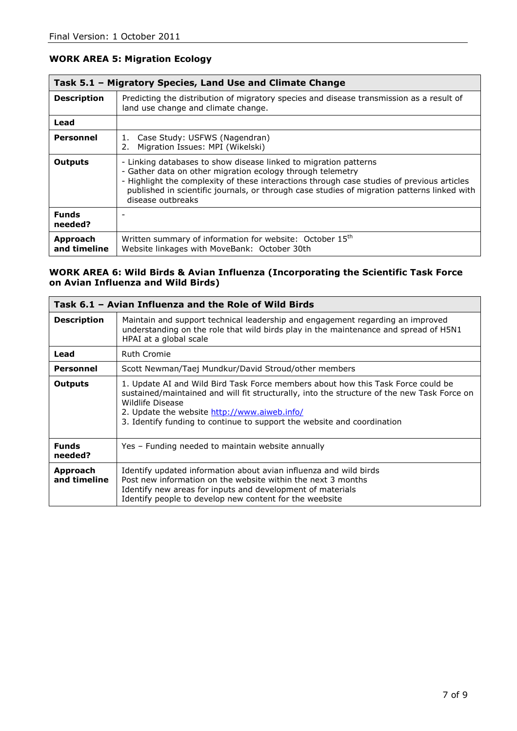## WORK AREA 5: Migration Ecology

| Task 5.1 – Migratory Species, Land Use and Climate Change | |
|---|---|
| **Description** | Predicting the distribution of migratory species and disease transmission as a result of land use change and climate change. |
| **Lead** | |
| **Personnel** | 1. Case Study: USFWS (Nagendran)<br>2. Migration Issues: MPI (Wikelski) |
| **Outputs** | - Linking databases to show disease linked to migration patterns<br>- Gather data on other migration ecology through telemetry<br>- Highlight the complexity of these interactions through case studies of previous articles published in scientific journals, or through case studies of migration patterns linked with disease outbreaks |
| **Funds needed?** | - |
| **Approach and timeline** | Written summary of information for website: October 15th<br>Website linkages with MoveBank: October 30th |

## WORK AREA 6: Wild Birds & Avian Influenza (Incorporating the Scientific Task Force on Avian Influenza and Wild Birds)

| Task 6.1 – Avian Influenza and the Role of Wild Birds | |
|---|---|
| **Description** | Maintain and support technical leadership and engagement regarding an improved understanding on the role that wild birds play in the maintenance and spread of H5N1 HPAI at a global scale |
| **Lead** | Ruth Cromie |
| **Personnel** | Scott Newman/Taej Mundkur/David Stroud/other members |
| **Outputs** | 1. Update AI and Wild Bird Task Force members about how this Task Force could be sustained/maintained and will fit structurally, into the structure of the new Task Force on Wildlife Disease<br>2. Update the website http://www.aiweb.info/<br>3. Identify funding to continue to support the website and coordination |
| **Funds needed?** | Yes – Funding needed to maintain website annually |
| **Approach and timeline** | Identify updated information about avian influenza and wild birds<br>Post new information on the website within the next 3 months<br>Identify new areas for inputs and development of materials<br>Identify people to develop new content for the weebsite |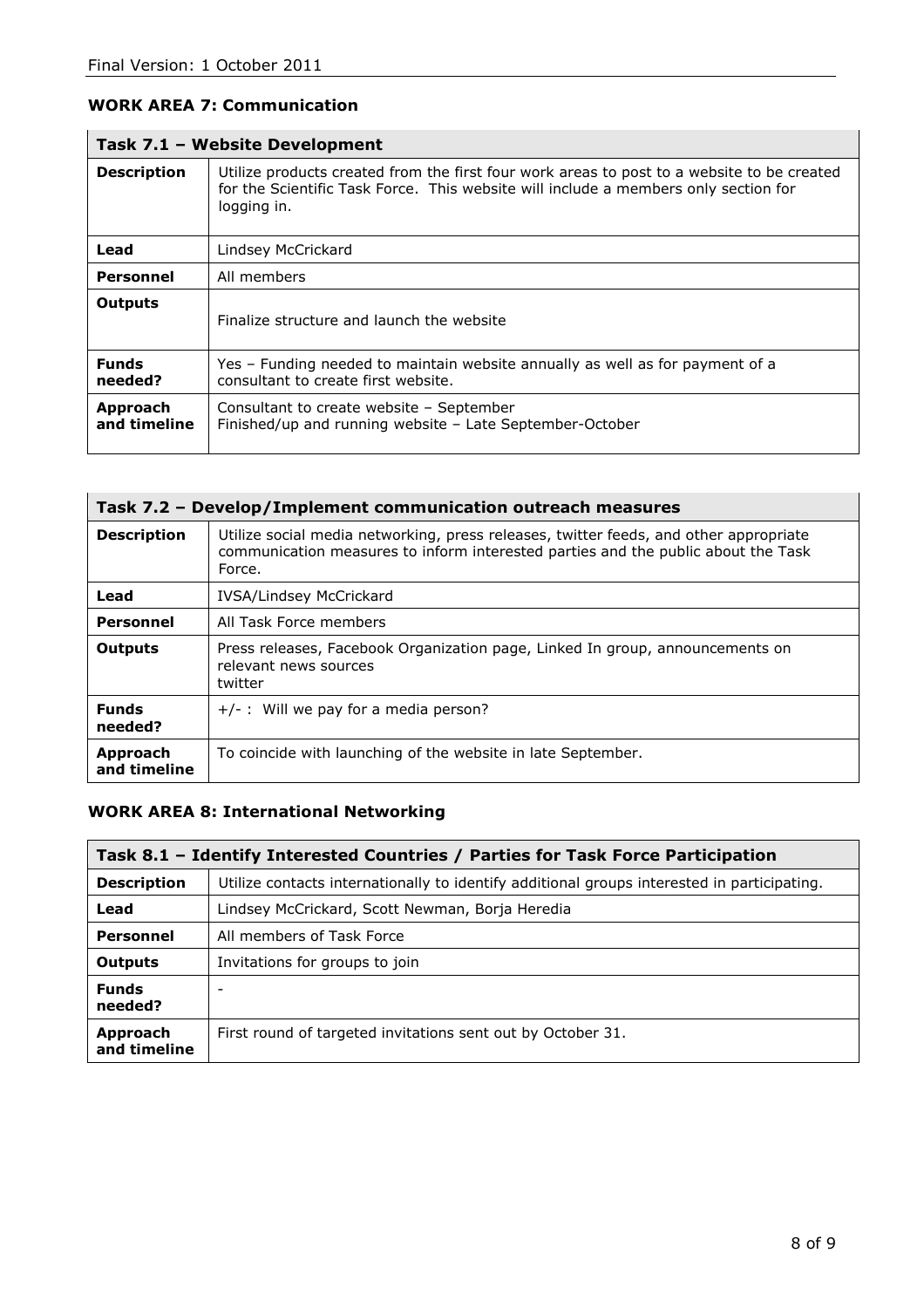## WORK AREA 7: Communication

| Task 7.1 – Website Development | |
|---|---|
| **Description** | Utilize products created from the first four work areas to post to a website to be created for the Scientific Task Force. This website will include a members only section for logging in. |
| **Lead** | Lindsey McCrickard |
| **Personnel** | All members |
| **Outputs** | Finalize structure and launch the website |
| **Funds needed?** | Yes – Funding needed to maintain website annually as well as for payment of a consultant to create first website. |
| **Approach and timeline** | Consultant to create website – September<br>Finished/up and running website – Late September-October |

| Task 7.2 – Develop/Implement communication outreach measures | |
|---|---|
| **Description** | Utilize social media networking, press releases, twitter feeds, and other appropriate communication measures to inform interested parties and the public about the Task Force. |
| **Lead** | IVSA/Lindsey McCrickard |
| **Personnel** | All Task Force members |
| **Outputs** | Press releases, Facebook Organization page, Linked In group, announcements on relevant news sources<br>twitter |
| **Funds needed?** | +/- : Will we pay for a media person? |
| **Approach and timeline** | To coincide with launching of the website in late September. |

## WORK AREA 8: International Networking

| Task 8.1 – Identify Interested Countries / Parties for Task Force Participation | |
|---|---|
| **Description** | Utilize contacts internationally to identify additional groups interested in participating. |
| **Lead** | Lindsey McCrickard, Scott Newman, Borja Heredia |
| **Personnel** | All members of Task Force |
| **Outputs** | Invitations for groups to join |
| **Funds needed?** | - |
| **Approach and timeline** | First round of targeted invitations sent out by October 31. |